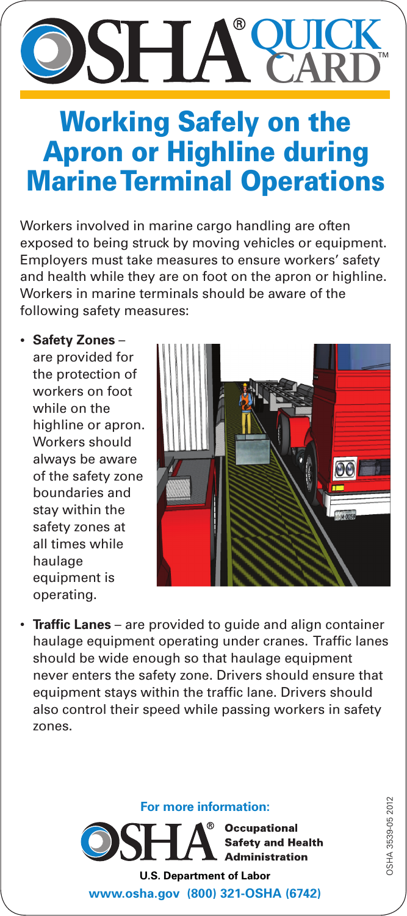# OSHA® QUICK CARD™

## Working Safely on the Apron or Highline during Marine Terminal Operations

Workers involved in marine cargo handling are often exposed to being struck by moving vehicles or equipment. Employers must take measures to ensure workers' safety and health while they are on foot on the apron or highline. Workers in marine terminals should be aware of the following safety measures:

- **Safety Zones** – are provided for the protection of workers on foot while on the highline or apron. Workers should always be aware of the safety zone boundaries and stay within the safety zones at all times while haulage equipment is operating.
- **Traffic Lanes** – are provided to guide and align container haulage equipment operating under cranes. Traffic lanes should be wide enough so that haulage equipment never enters the safety zone. Drivers should ensure that equipment stays within the traffic lane. Drivers should also control their speed while passing workers in safety zones.

**For more information:**

OSHA® Occupational Safety and Health Administration

**U.S. Department of Labor**

**www.osha.gov (800) 321-OSHA (6742)**

OSHA 3539-05 2012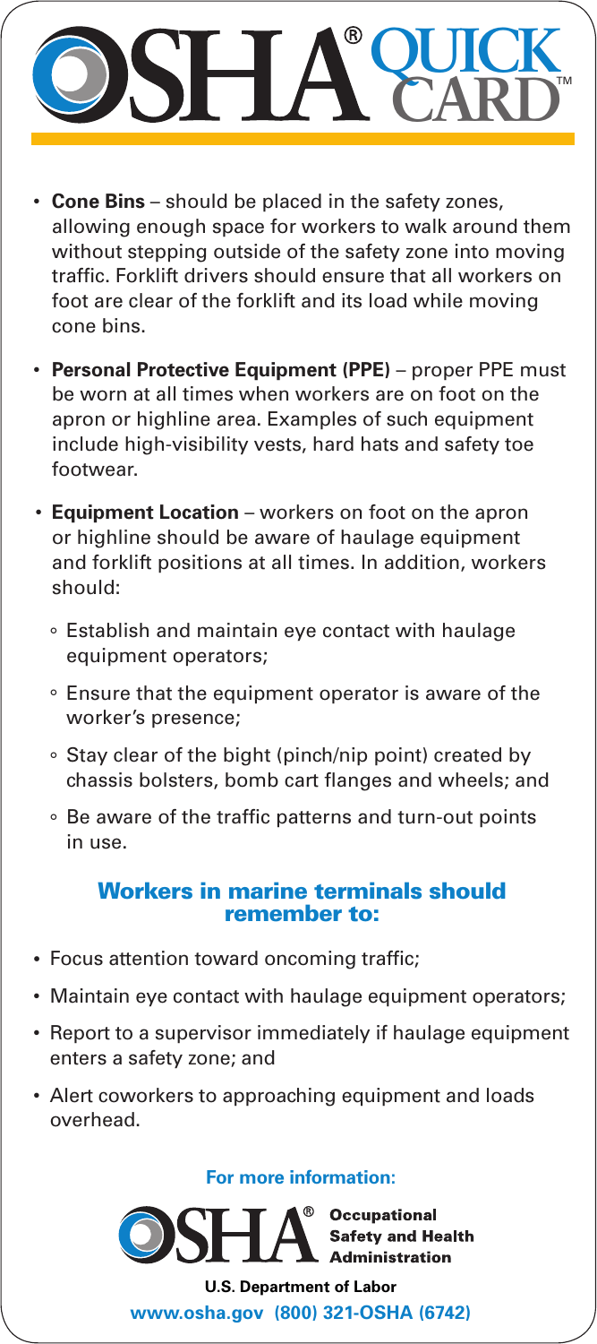# OSHA® QUICK CARD™

- **Cone Bins** – should be placed in the safety zones, allowing enough space for workers to walk around them without stepping outside of the safety zone into moving traffic. Forklift drivers should ensure that all workers on foot are clear of the forklift and its load while moving cone bins.
- **Personal Protective Equipment (PPE)** – proper PPE must be worn at all times when workers are on foot on the apron or highline area. Examples of such equipment include high-visibility vests, hard hats and safety toe footwear.
- **Equipment Location** – workers on foot on the apron or highline should be aware of haulage equipment and forklift positions at all times. In addition, workers should:
  - Establish and maintain eye contact with haulage equipment operators;
  - Ensure that the equipment operator is aware of the worker's presence;
  - Stay clear of the bight (pinch/nip point) created by chassis bolsters, bomb cart flanges and wheels; and
  - Be aware of the traffic patterns and turn-out points in use.

## Workers in marine terminals should remember to:

- Focus attention toward oncoming traffic;
- Maintain eye contact with haulage equipment operators;
- Report to a supervisor immediately if haulage equipment enters a safety zone; and
- Alert coworkers to approaching equipment and loads overhead.

**For more information:**

**OSHA® Occupational Safety and Health Administration**

**U.S. Department of Labor**

**www.osha.gov (800) 321-OSHA (6742)**